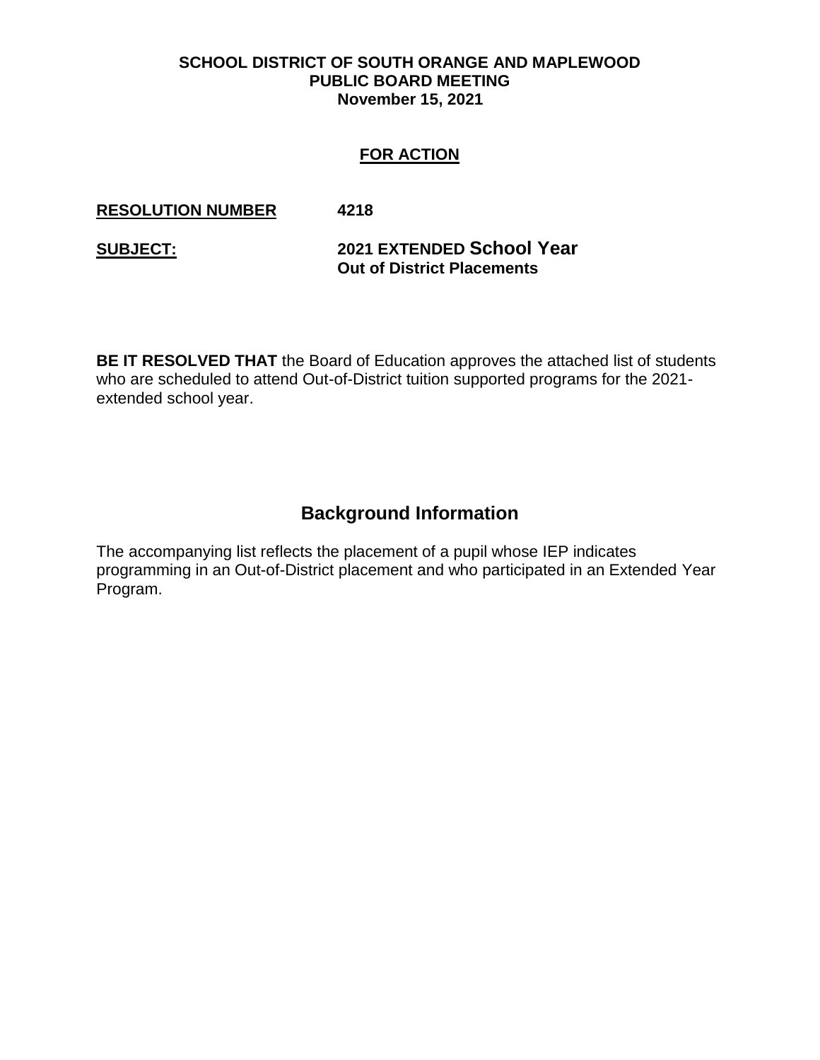**SCHOOL DISTRICT OF SOUTH ORANGE AND MAPLEWOOD**
**PUBLIC BOARD MEETING**
**November 15, 2021**

## FOR ACTION

**RESOLUTION NUMBER** **4218**

**SUBJECT:** **2021 EXTENDED School Year**
**Out of District Placements**

**BE IT RESOLVED THAT** the Board of Education approves the attached list of students who are scheduled to attend Out-of-District tuition supported programs for the 2021-extended school year.

## Background Information

The accompanying list reflects the placement of a pupil whose IEP indicates programming in an Out-of-District placement and who participated in an Extended Year Program.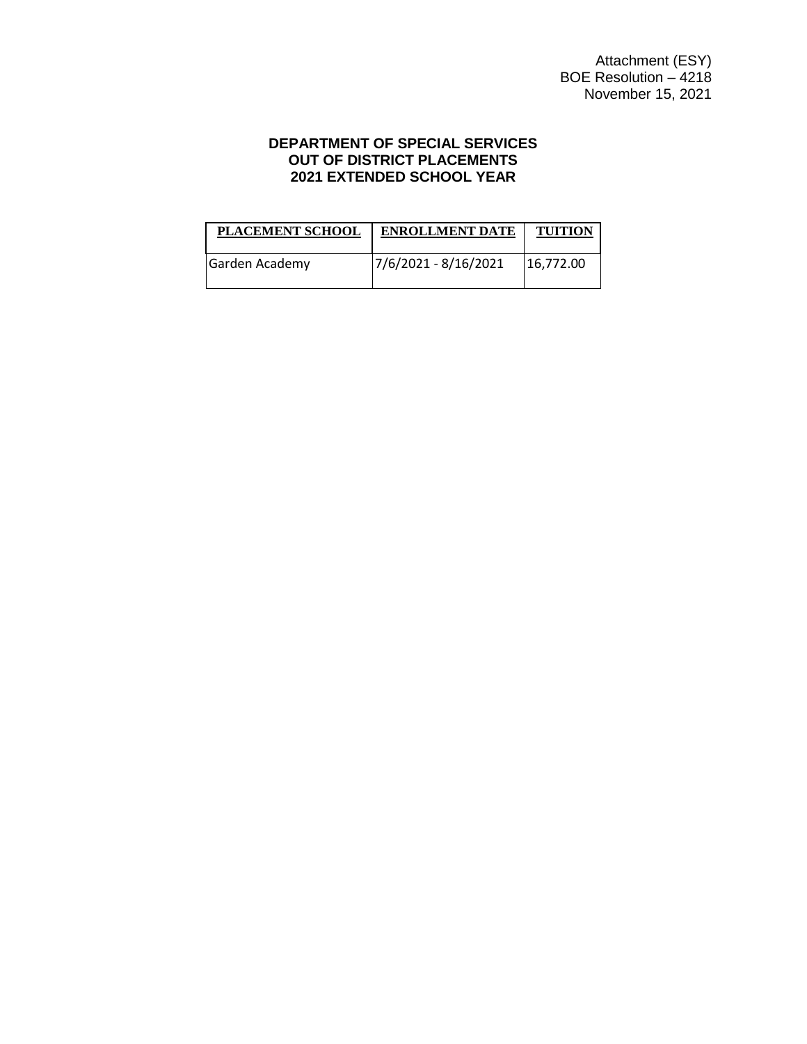Attachment (ESY)
BOE Resolution – 4218
November 15, 2021

**DEPARTMENT OF SPECIAL SERVICES**
**OUT OF DISTRICT PLACEMENTS**
**2021 EXTENDED SCHOOL YEAR**

| PLACEMENT SCHOOL | ENROLLMENT DATE | TUITION |
|---|---|---|
| Garden Academy | 7/6/2021 - 8/16/2021 | 16,772.00 |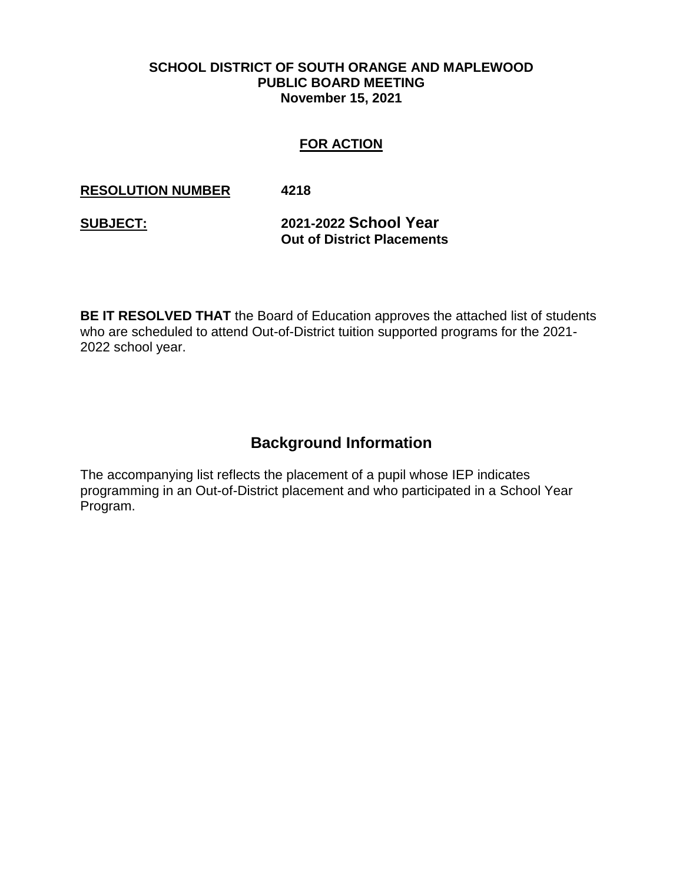**SCHOOL DISTRICT OF SOUTH ORANGE AND MAPLEWOOD**
**PUBLIC BOARD MEETING**
**November 15, 2021**

**FOR ACTION**

**RESOLUTION NUMBER** **4218**

**SUBJECT:** **2021-2022 School Year Out of District Placements**

**BE IT RESOLVED THAT** the Board of Education approves the attached list of students who are scheduled to attend Out-of-District tuition supported programs for the 2021-2022 school year.

## Background Information

The accompanying list reflects the placement of a pupil whose IEP indicates programming in an Out-of-District placement and who participated in a School Year Program.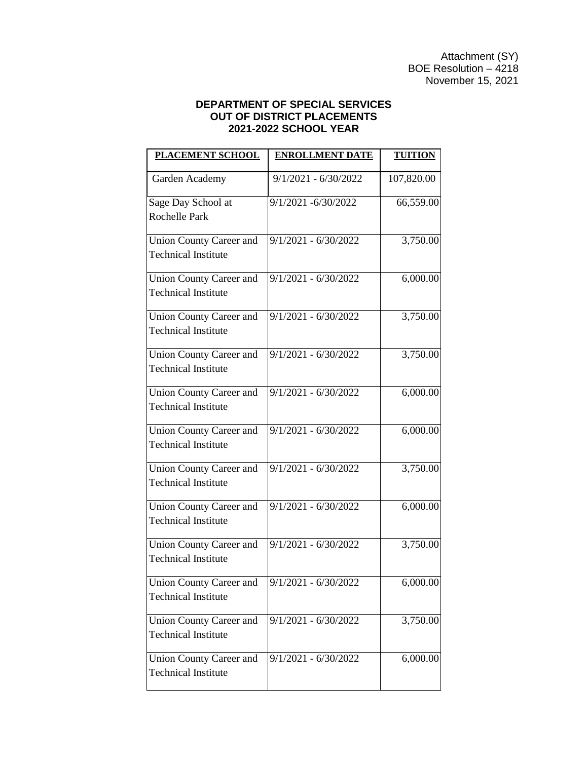Attachment (SY)
BOE Resolution – 4218
November 15, 2021

**DEPARTMENT OF SPECIAL SERVICES**
**OUT OF DISTRICT PLACEMENTS**
**2021-2022 SCHOOL YEAR**

| PLACEMENT SCHOOL | ENROLLMENT DATE | TUITION |
|---|---|---|
| Garden Academy | 9/1/2021 - 6/30/2022 | 107,820.00 |
| Sage Day School at Rochelle Park | 9/1/2021 -6/30/2022 | 66,559.00 |
| Union County Career and Technical Institute | 9/1/2021 - 6/30/2022 | 3,750.00 |
| Union County Career and Technical Institute | 9/1/2021 - 6/30/2022 | 6,000.00 |
| Union County Career and Technical Institute | 9/1/2021 - 6/30/2022 | 3,750.00 |
| Union County Career and Technical Institute | 9/1/2021 - 6/30/2022 | 3,750.00 |
| Union County Career and Technical Institute | 9/1/2021 - 6/30/2022 | 6,000.00 |
| Union County Career and Technical Institute | 9/1/2021 - 6/30/2022 | 6,000.00 |
| Union County Career and Technical Institute | 9/1/2021 - 6/30/2022 | 3,750.00 |
| Union County Career and Technical Institute | 9/1/2021 - 6/30/2022 | 6,000.00 |
| Union County Career and Technical Institute | 9/1/2021 - 6/30/2022 | 3,750.00 |
| Union County Career and Technical Institute | 9/1/2021 - 6/30/2022 | 6,000.00 |
| Union County Career and Technical Institute | 9/1/2021 - 6/30/2022 | 3,750.00 |
| Union County Career and Technical Institute | 9/1/2021 - 6/30/2022 | 6,000.00 |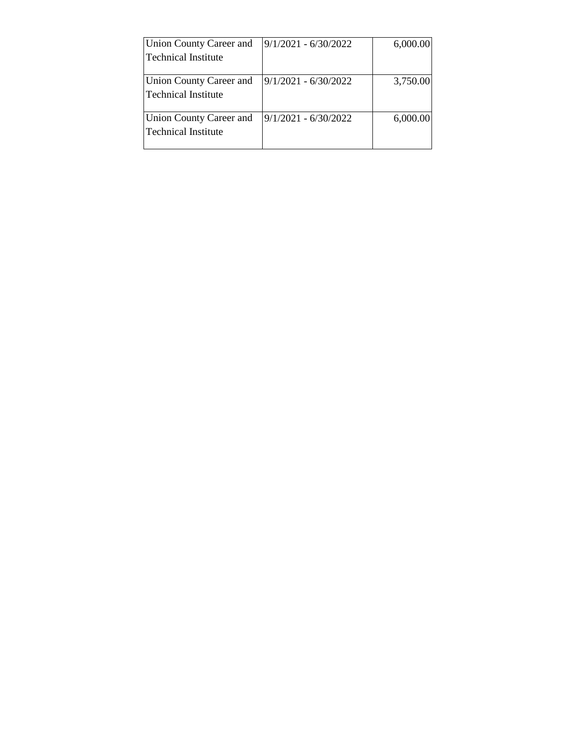| | | |
|---|---|---|
| Union County Career and Technical Institute | 9/1/2021 - 6/30/2022 | 6,000.00 |
| Union County Career and Technical Institute | 9/1/2021 - 6/30/2022 | 3,750.00 |
| Union County Career and Technical Institute | 9/1/2021 - 6/30/2022 | 6,000.00 |